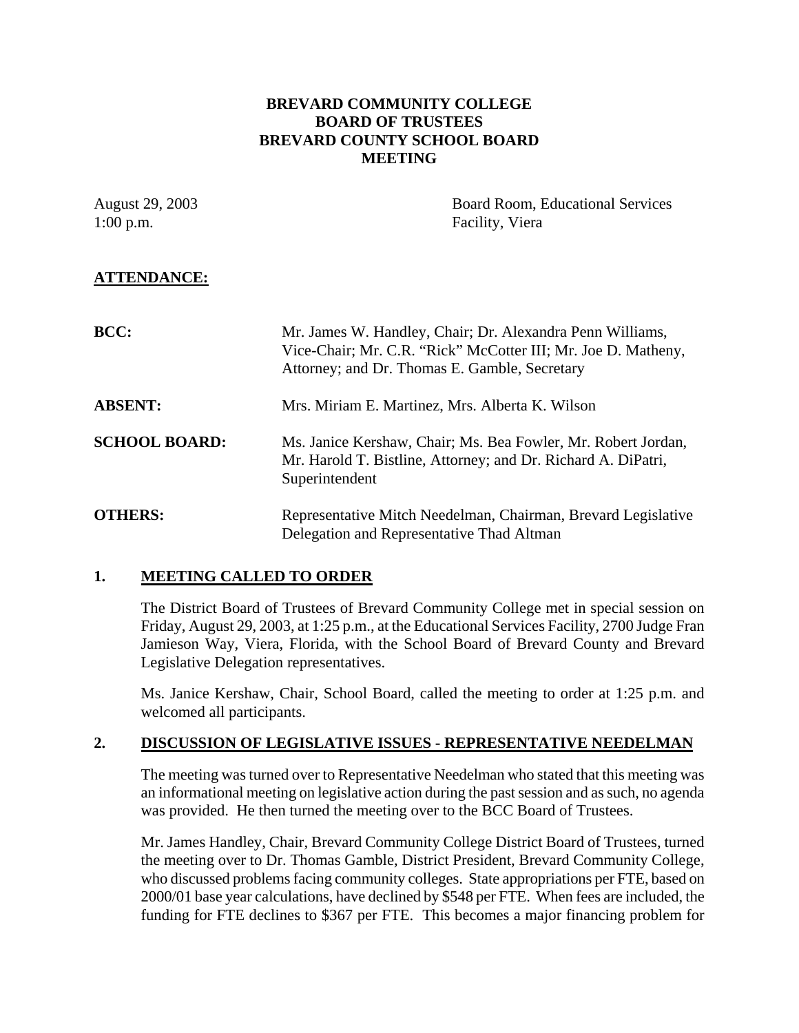**BREVARD COMMUNITY COLLEGE**
**BOARD OF TRUSTEES**
**BREVARD COUNTY SCHOOL BOARD**
**MEETING**

August 29, 2003
1:00 p.m.

Board Room, Educational Services Facility, Viera

**ATTENDANCE:**

**BCC:** Mr. James W. Handley, Chair; Dr. Alexandra Penn Williams, Vice-Chair; Mr. C.R. "Rick" McCotter III; Mr. Joe D. Matheny, Attorney; and Dr. Thomas E. Gamble, Secretary

**ABSENT:** Mrs. Miriam E. Martinez, Mrs. Alberta K. Wilson

**SCHOOL BOARD:** Ms. Janice Kershaw, Chair; Ms. Bea Fowler, Mr. Robert Jordan, Mr. Harold T. Bistline, Attorney; and Dr. Richard A. DiPatri, Superintendent

**OTHERS:** Representative Mitch Needelman, Chairman, Brevard Legislative Delegation and Representative Thad Altman

## 1. MEETING CALLED TO ORDER

The District Board of Trustees of Brevard Community College met in special session on Friday, August 29, 2003, at 1:25 p.m., at the Educational Services Facility, 2700 Judge Fran Jamieson Way, Viera, Florida, with the School Board of Brevard County and Brevard Legislative Delegation representatives.

Ms. Janice Kershaw, Chair, School Board, called the meeting to order at 1:25 p.m. and welcomed all participants.

## 2. DISCUSSION OF LEGISLATIVE ISSUES - REPRESENTATIVE NEEDELMAN

The meeting was turned over to Representative Needelman who stated that this meeting was an informational meeting on legislative action during the past session and as such, no agenda was provided. He then turned the meeting over to the BCC Board of Trustees.

Mr. James Handley, Chair, Brevard Community College District Board of Trustees, turned the meeting over to Dr. Thomas Gamble, District President, Brevard Community College, who discussed problems facing community colleges. State appropriations per FTE, based on 2000/01 base year calculations, have declined by $548 per FTE. When fees are included, the funding for FTE declines to $367 per FTE. This becomes a major financing problem for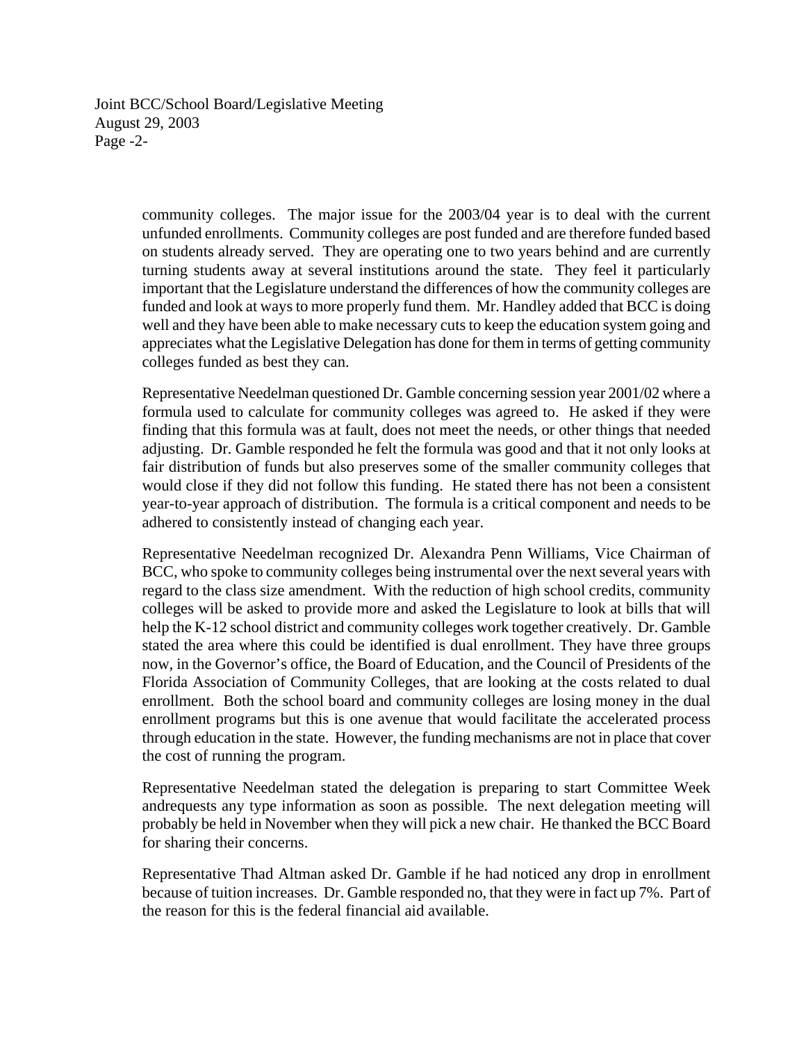community colleges. The major issue for the 2003/04 year is to deal with the current unfunded enrollments. Community colleges are post funded and are therefore funded based on students already served. They are operating one to two years behind and are currently turning students away at several institutions around the state. They feel it particularly important that the Legislature understand the differences of how the community colleges are funded and look at ways to more properly fund them. Mr. Handley added that BCC is doing well and they have been able to make necessary cuts to keep the education system going and appreciates what the Legislative Delegation has done for them in terms of getting community colleges funded as best they can.

Representative Needelman questioned Dr. Gamble concerning session year 2001/02 where a formula used to calculate for community colleges was agreed to. He asked if they were finding that this formula was at fault, does not meet the needs, or other things that needed adjusting. Dr. Gamble responded he felt the formula was good and that it not only looks at fair distribution of funds but also preserves some of the smaller community colleges that would close if they did not follow this funding. He stated there has not been a consistent year-to-year approach of distribution. The formula is a critical component and needs to be adhered to consistently instead of changing each year.

Representative Needelman recognized Dr. Alexandra Penn Williams, Vice Chairman of BCC, who spoke to community colleges being instrumental over the next several years with regard to the class size amendment. With the reduction of high school credits, community colleges will be asked to provide more and asked the Legislature to look at bills that will help the K-12 school district and community colleges work together creatively. Dr. Gamble stated the area where this could be identified is dual enrollment. They have three groups now, in the Governor's office, the Board of Education, and the Council of Presidents of the Florida Association of Community Colleges, that are looking at the costs related to dual enrollment. Both the school board and community colleges are losing money in the dual enrollment programs but this is one avenue that would facilitate the accelerated process through education in the state. However, the funding mechanisms are not in place that cover the cost of running the program.

Representative Needelman stated the delegation is preparing to start Committee Week andrequests any type information as soon as possible. The next delegation meeting will probably be held in November when they will pick a new chair. He thanked the BCC Board for sharing their concerns.

Representative Thad Altman asked Dr. Gamble if he had noticed any drop in enrollment because of tuition increases. Dr. Gamble responded no, that they were in fact up 7%. Part of the reason for this is the federal financial aid available.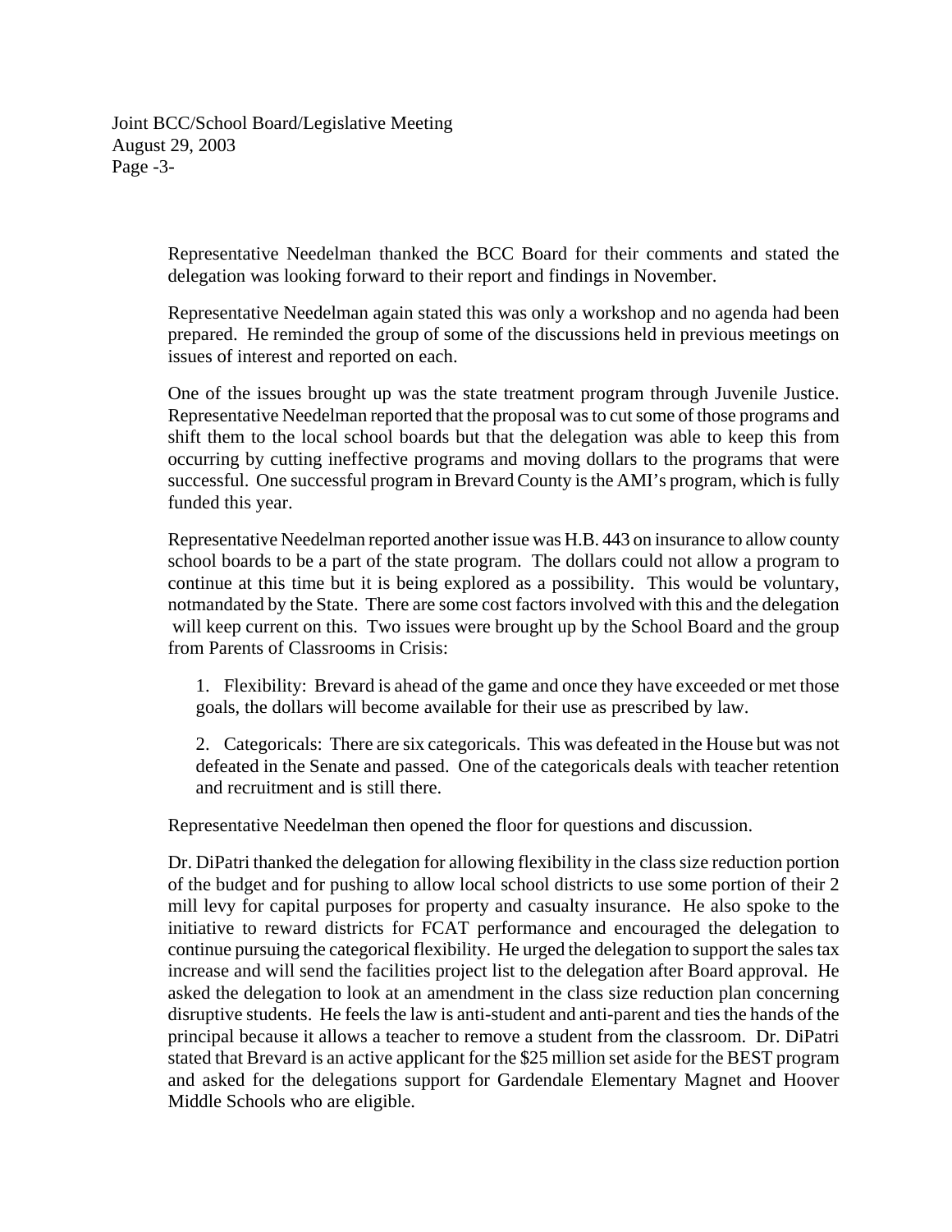Representative Needelman thanked the BCC Board for their comments and stated the delegation was looking forward to their report and findings in November.

Representative Needelman again stated this was only a workshop and no agenda had been prepared. He reminded the group of some of the discussions held in previous meetings on issues of interest and reported on each.

One of the issues brought up was the state treatment program through Juvenile Justice. Representative Needelman reported that the proposal was to cut some of those programs and shift them to the local school boards but that the delegation was able to keep this from occurring by cutting ineffective programs and moving dollars to the programs that were successful. One successful program in Brevard County is the AMI's program, which is fully funded this year.

Representative Needelman reported another issue was H.B. 443 on insurance to allow county school boards to be a part of the state program. The dollars could not allow a program to continue at this time but it is being explored as a possibility. This would be voluntary, notmandated by the State. There are some cost factors involved with this and the delegation will keep current on this. Two issues were brought up by the School Board and the group from Parents of Classrooms in Crisis:

1. Flexibility: Brevard is ahead of the game and once they have exceeded or met those goals, the dollars will become available for their use as prescribed by law.

2. Categoricals: There are six categoricals. This was defeated in the House but was not defeated in the Senate and passed. One of the categoricals deals with teacher retention and recruitment and is still there.

Representative Needelman then opened the floor for questions and discussion.

Dr. DiPatri thanked the delegation for allowing flexibility in the class size reduction portion of the budget and for pushing to allow local school districts to use some portion of their 2 mill levy for capital purposes for property and casualty insurance. He also spoke to the initiative to reward districts for FCAT performance and encouraged the delegation to continue pursuing the categorical flexibility. He urged the delegation to support the sales tax increase and will send the facilities project list to the delegation after Board approval. He asked the delegation to look at an amendment in the class size reduction plan concerning disruptive students. He feels the law is anti-student and anti-parent and ties the hands of the principal because it allows a teacher to remove a student from the classroom. Dr. DiPatri stated that Brevard is an active applicant for the $25 million set aside for the BEST program and asked for the delegations support for Gardendale Elementary Magnet and Hoover Middle Schools who are eligible.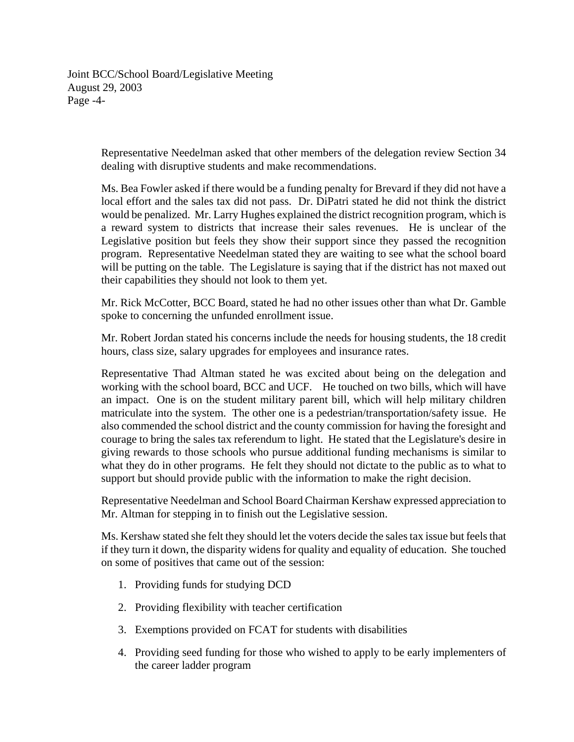Representative Needelman asked that other members of the delegation review Section 34 dealing with disruptive students and make recommendations.

Ms. Bea Fowler asked if there would be a funding penalty for Brevard if they did not have a local effort and the sales tax did not pass. Dr. DiPatri stated he did not think the district would be penalized. Mr. Larry Hughes explained the district recognition program, which is a reward system to districts that increase their sales revenues. He is unclear of the Legislative position but feels they show their support since they passed the recognition program. Representative Needelman stated they are waiting to see what the school board will be putting on the table. The Legislature is saying that if the district has not maxed out their capabilities they should not look to them yet.

Mr. Rick McCotter, BCC Board, stated he had no other issues other than what Dr. Gamble spoke to concerning the unfunded enrollment issue.

Mr. Robert Jordan stated his concerns include the needs for housing students, the 18 credit hours, class size, salary upgrades for employees and insurance rates.

Representative Thad Altman stated he was excited about being on the delegation and working with the school board, BCC and UCF. He touched on two bills, which will have an impact. One is on the student military parent bill, which will help military children matriculate into the system. The other one is a pedestrian/transportation/safety issue. He also commended the school district and the county commission for having the foresight and courage to bring the sales tax referendum to light. He stated that the Legislature's desire in giving rewards to those schools who pursue additional funding mechanisms is similar to what they do in other programs. He felt they should not dictate to the public as to what to support but should provide public with the information to make the right decision.

Representative Needelman and School Board Chairman Kershaw expressed appreciation to Mr. Altman for stepping in to finish out the Legislative session.

Ms. Kershaw stated she felt they should let the voters decide the sales tax issue but feels that if they turn it down, the disparity widens for quality and equality of education. She touched on some of positives that came out of the session:

1. Providing funds for studying DCD
2. Providing flexibility with teacher certification
3. Exemptions provided on FCAT for students with disabilities
4. Providing seed funding for those who wished to apply to be early implementers of the career ladder program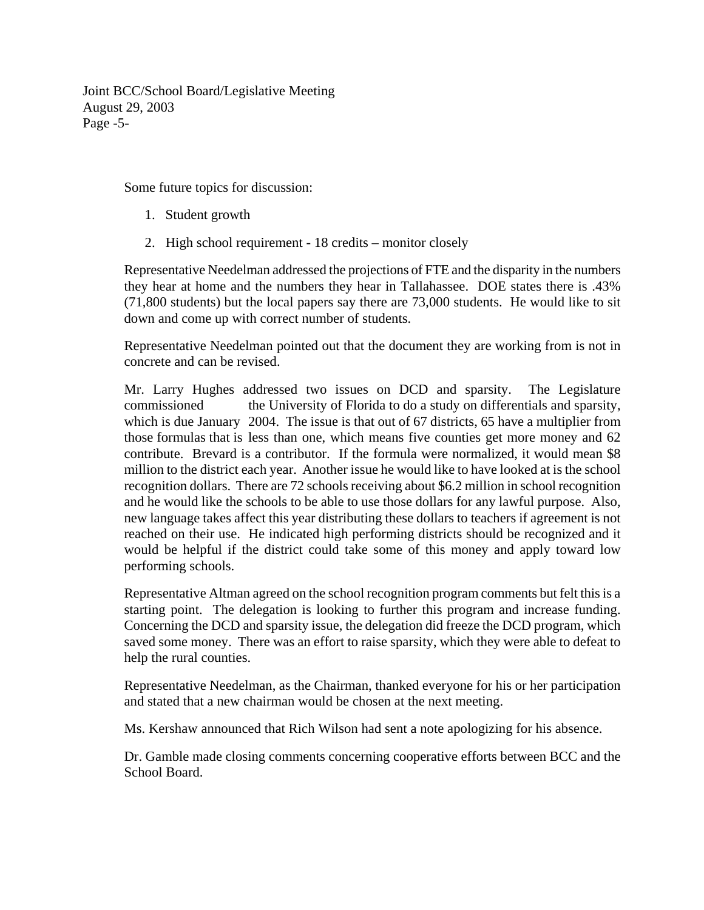Some future topics for discussion:

1. Student growth
2. High school requirement - 18 credits – monitor closely

Representative Needelman addressed the projections of FTE and the disparity in the numbers they hear at home and the numbers they hear in Tallahassee. DOE states there is .43% (71,800 students) but the local papers say there are 73,000 students. He would like to sit down and come up with correct number of students.

Representative Needelman pointed out that the document they are working from is not in concrete and can be revised.

Mr. Larry Hughes addressed two issues on DCD and sparsity. The Legislature commissioned the University of Florida to do a study on differentials and sparsity, which is due January 2004. The issue is that out of 67 districts, 65 have a multiplier from those formulas that is less than one, which means five counties get more money and 62 contribute. Brevard is a contributor. If the formula were normalized, it would mean $8 million to the district each year. Another issue he would like to have looked at is the school recognition dollars. There are 72 schools receiving about $6.2 million in school recognition and he would like the schools to be able to use those dollars for any lawful purpose. Also, new language takes affect this year distributing these dollars to teachers if agreement is not reached on their use. He indicated high performing districts should be recognized and it would be helpful if the district could take some of this money and apply toward low performing schools.

Representative Altman agreed on the school recognition program comments but felt this is a starting point. The delegation is looking to further this program and increase funding. Concerning the DCD and sparsity issue, the delegation did freeze the DCD program, which saved some money. There was an effort to raise sparsity, which they were able to defeat to help the rural counties.

Representative Needelman, as the Chairman, thanked everyone for his or her participation and stated that a new chairman would be chosen at the next meeting.

Ms. Kershaw announced that Rich Wilson had sent a note apologizing for his absence.

Dr. Gamble made closing comments concerning cooperative efforts between BCC and the School Board.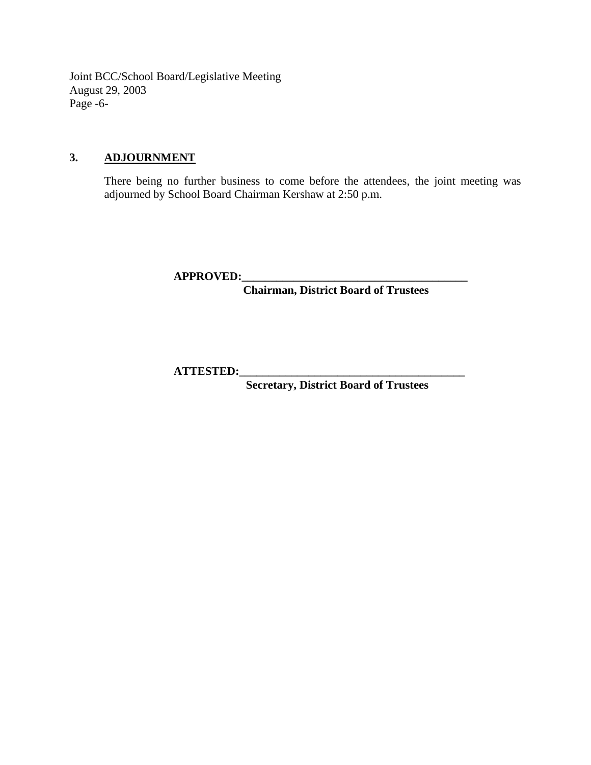## 3. ADJOURNMENT

There being no further business to come before the attendees, the joint meeting was adjourned by School Board Chairman Kershaw at 2:50 p.m.

**APPROVED:**\_\_\_\_\_\_\_\_\_\_\_\_\_\_\_\_\_\_\_\_\_\_\_\_\_\_\_\_\_\_\_\_\_\_\_\_\_\_\_\_
**Chairman, District Board of Trustees**

**ATTESTED:**\_\_\_\_\_\_\_\_\_\_\_\_\_\_\_\_\_\_\_\_\_\_\_\_\_\_\_\_\_\_\_\_\_\_\_\_\_\_\_\_
**Secretary, District Board of Trustees**